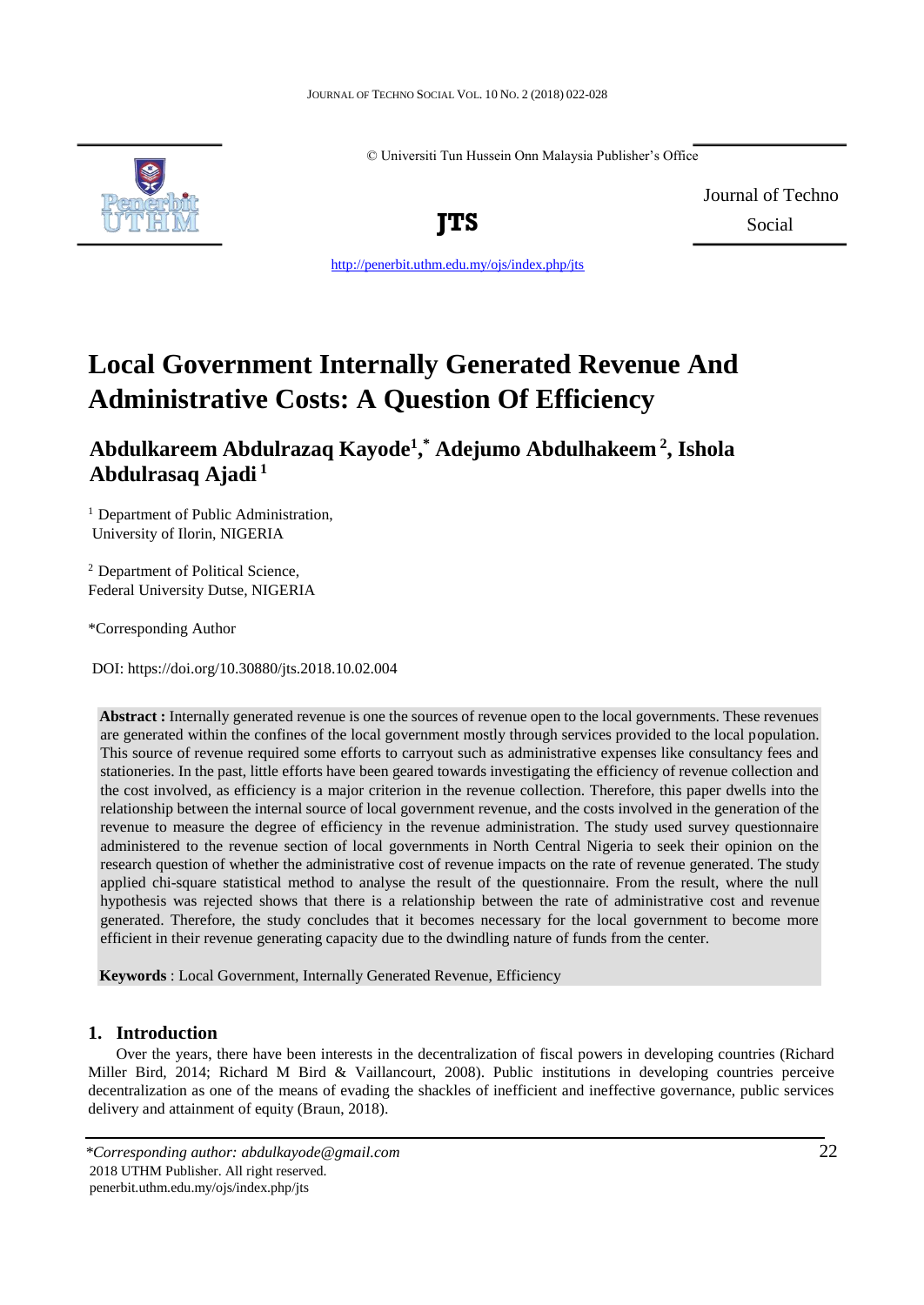© Universiti Tun Hussein Onn Malaysia Publisher's Office

**JTS**

Journal of Techno Social

http://penerbit.uthm.edu.my/ojs/index.php/jts

# Local Government Internally Generated Revenue And Administrative Costs: A Question Of Efficiency

## Abdulkareem Abdulrazaq Kayode[1,*] Adejumo Abdulhakeem[2], Ishola Abdulrasaq Ajadi[1]

[1] Department of Public Administration, University of Ilorin, NIGERIA

[2] Department of Political Science, Federal University Dutse, NIGERIA

*Corresponding Author

DOI: https://doi.org/10.30880/jts.2018.10.02.004

**Abstract :** Internally generated revenue is one the sources of revenue open to the local governments. These revenues are generated within the confines of the local government mostly through services provided to the local population. This source of revenue required some efforts to carryout such as administrative expenses like consultancy fees and stationeries. In the past, little efforts have been geared towards investigating the efficiency of revenue collection and the cost involved, as efficiency is a major criterion in the revenue collection. Therefore, this paper dwells into the relationship between the internal source of local government revenue, and the costs involved in the generation of the revenue to measure the degree of efficiency in the revenue administration. The study used survey questionnaire administered to the revenue section of local governments in North Central Nigeria to seek their opinion on the research question of whether the administrative cost of revenue impacts on the rate of revenue generated. The study applied chi-square statistical method to analyse the result of the questionnaire. From the result, where the null hypothesis was rejected shows that there is a relationship between the rate of administrative cost and revenue generated. Therefore, the study concludes that it becomes necessary for the local government to become more efficient in their revenue generating capacity due to the dwindling nature of funds from the center.

**Keywords** : Local Government, Internally Generated Revenue, Efficiency

## 1. Introduction

Over the years, there have been interests in the decentralization of fiscal powers in developing countries (Richard Miller Bird, 2014; Richard M Bird & Vaillancourt, 2008). Public institutions in developing countries perceive decentralization as one of the means of evading the shackles of inefficient and ineffective governance, public services delivery and attainment of equity (Braun, 2018).

*\*Corresponding author: abdulkayode@gmail.com*
2018 UTHM Publisher. All right reserved.
penerbit.uthm.edu.my/ojs/index.php/jts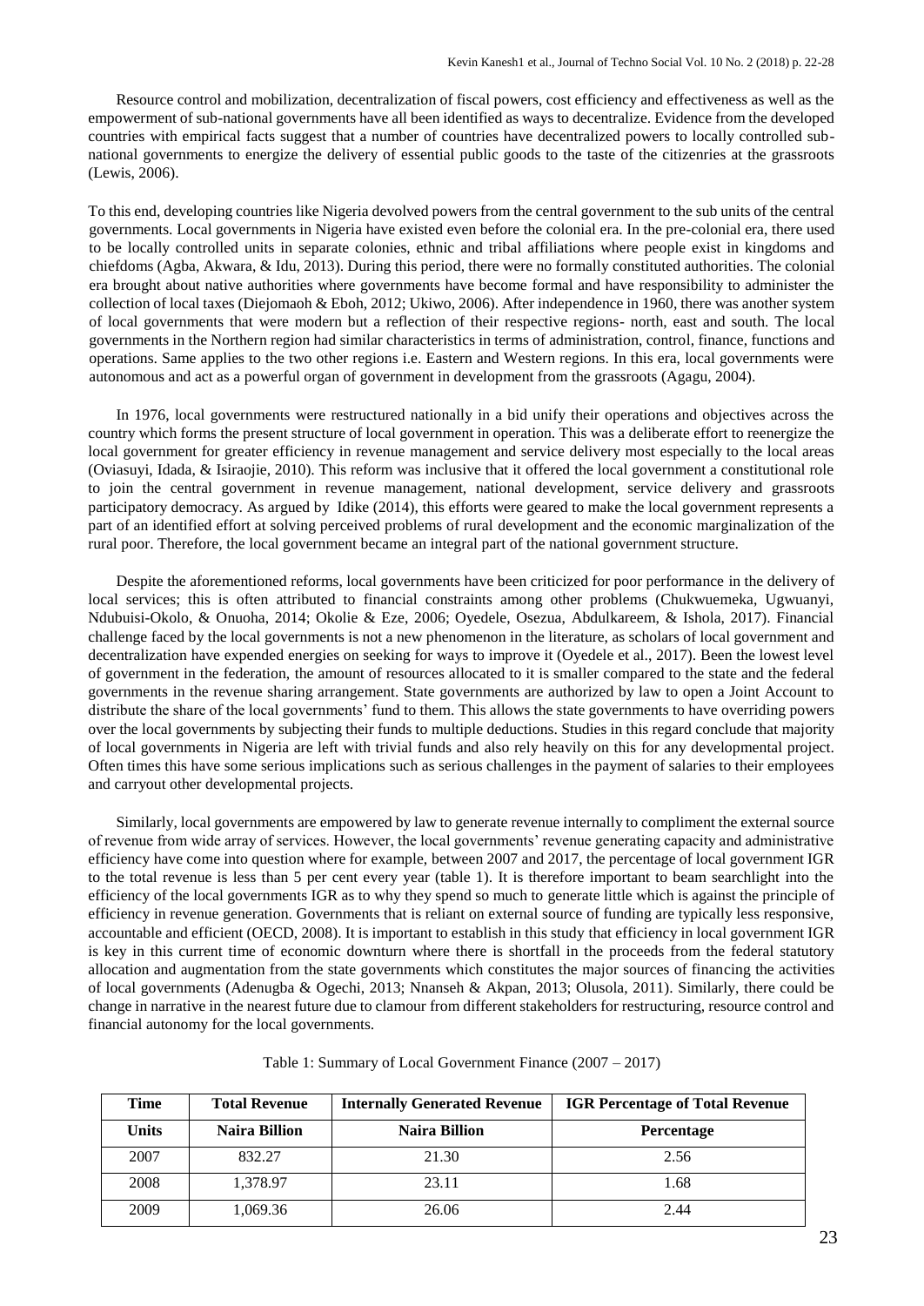Resource control and mobilization, decentralization of fiscal powers, cost efficiency and effectiveness as well as the empowerment of sub-national governments have all been identified as ways to decentralize. Evidence from the developed countries with empirical facts suggest that a number of countries have decentralized powers to locally controlled sub-national governments to energize the delivery of essential public goods to the taste of the citizenries at the grassroots (Lewis, 2006).

To this end, developing countries like Nigeria devolved powers from the central government to the sub units of the central governments. Local governments in Nigeria have existed even before the colonial era. In the pre-colonial era, there used to be locally controlled units in separate colonies, ethnic and tribal affiliations where people exist in kingdoms and chiefdoms (Agba, Akwara, & Idu, 2013). During this period, there were no formally constituted authorities. The colonial era brought about native authorities where governments have become formal and have responsibility to administer the collection of local taxes (Diejomaoh & Eboh, 2012; Ukiwo, 2006). After independence in 1960, there was another system of local governments that were modern but a reflection of their respective regions- north, east and south. The local governments in the Northern region had similar characteristics in terms of administration, control, finance, functions and operations. Same applies to the two other regions i.e. Eastern and Western regions. In this era, local governments were autonomous and act as a powerful organ of government in development from the grassroots (Agagu, 2004).

In 1976, local governments were restructured nationally in a bid unify their operations and objectives across the country which forms the present structure of local government in operation. This was a deliberate effort to reenergize the local government for greater efficiency in revenue management and service delivery most especially to the local areas (Oviasuyi, Idada, & Isiraojie, 2010). This reform was inclusive that it offered the local government a constitutional role to join the central government in revenue management, national development, service delivery and grassroots participatory democracy. As argued by Idike (2014), this efforts were geared to make the local government represents a part of an identified effort at solving perceived problems of rural development and the economic marginalization of the rural poor. Therefore, the local government became an integral part of the national government structure.

Despite the aforementioned reforms, local governments have been criticized for poor performance in the delivery of local services; this is often attributed to financial constraints among other problems (Chukwuemeka, Ugwuanyi, Ndubuisi-Okolo, & Onuoha, 2014; Okolie & Eze, 2006; Oyedele, Osezua, Abdulkareem, & Ishola, 2017). Financial challenge faced by the local governments is not a new phenomenon in the literature, as scholars of local government and decentralization have expended energies on seeking for ways to improve it (Oyedele et al., 2017). Been the lowest level of government in the federation, the amount of resources allocated to it is smaller compared to the state and the federal governments in the revenue sharing arrangement. State governments are authorized by law to open a Joint Account to distribute the share of the local governments' fund to them. This allows the state governments to have overriding powers over the local governments by subjecting their funds to multiple deductions. Studies in this regard conclude that majority of local governments in Nigeria are left with trivial funds and also rely heavily on this for any developmental project. Often times this have some serious implications such as serious challenges in the payment of salaries to their employees and carryout other developmental projects.

Similarly, local governments are empowered by law to generate revenue internally to compliment the external source of revenue from wide array of services. However, the local governments' revenue generating capacity and administrative efficiency have come into question where for example, between 2007 and 2017, the percentage of local government IGR to the total revenue is less than 5 per cent every year (table 1). It is therefore important to beam searchlight into the efficiency of the local governments IGR as to why they spend so much to generate little which is against the principle of efficiency in revenue generation. Governments that is reliant on external source of funding are typically less responsive, accountable and efficient (OECD, 2008). It is important to establish in this study that efficiency in local government IGR is key in this current time of economic downturn where there is shortfall in the proceeds from the federal statutory allocation and augmentation from the state governments which constitutes the major sources of financing the activities of local governments (Adenugba & Ogechi, 2013; Nnanseh & Akpan, 2013; Olusola, 2011). Similarly, there could be change in narrative in the nearest future due to clamour from different stakeholders for restructuring, resource control and financial autonomy for the local governments.

Table 1: Summary of Local Government Finance (2007 – 2017)

| Time | Total Revenue | Internally Generated Revenue | IGR Percentage of Total Revenue |
|---|---|---|---|
| **Units** | **Naira Billion** | **Naira Billion** | **Percentage** |
| 2007 | 832.27 | 21.30 | 2.56 |
| 2008 | 1,378.97 | 23.11 | 1.68 |
| 2009 | 1,069.36 | 26.06 | 2.44 |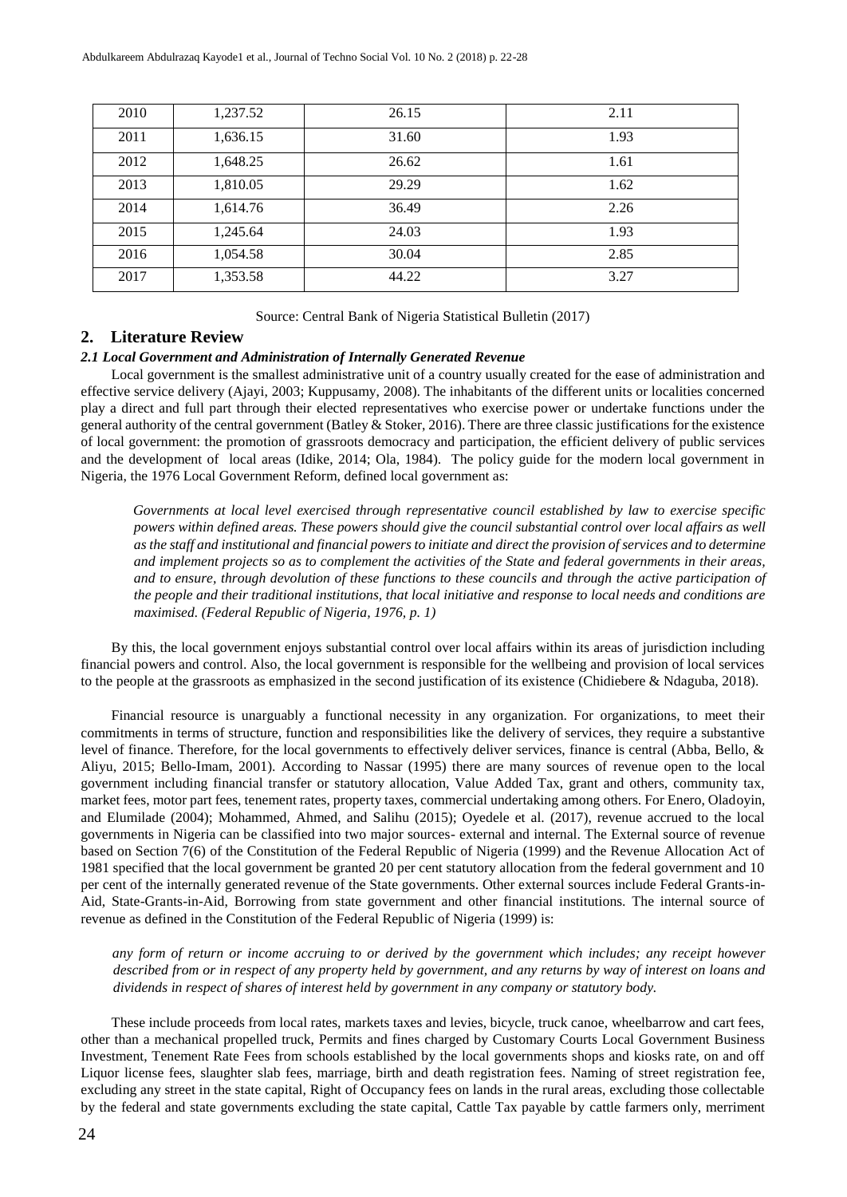| | | | |
|---|---|---|---|
| 2010 | 1,237.52 | 26.15 | 2.11 |
| 2011 | 1,636.15 | 31.60 | 1.93 |
| 2012 | 1,648.25 | 26.62 | 1.61 |
| 2013 | 1,810.05 | 29.29 | 1.62 |
| 2014 | 1,614.76 | 36.49 | 2.26 |
| 2015 | 1,245.64 | 24.03 | 1.93 |
| 2016 | 1,054.58 | 30.04 | 2.85 |
| 2017 | 1,353.58 | 44.22 | 3.27 |

Source: Central Bank of Nigeria Statistical Bulletin (2017)

## 2. Literature Review

### *2.1 Local Government and Administration of Internally Generated Revenue*

Local government is the smallest administrative unit of a country usually created for the ease of administration and effective service delivery (Ajayi, 2003; Kuppusamy, 2008). The inhabitants of the different units or localities concerned play a direct and full part through their elected representatives who exercise power or undertake functions under the general authority of the central government (Batley & Stoker, 2016). There are three classic justifications for the existence of local government: the promotion of grassroots democracy and participation, the efficient delivery of public services and the development of local areas (Idike, 2014; Ola, 1984). The policy guide for the modern local government in Nigeria, the 1976 Local Government Reform, defined local government as:

> *Governments at local level exercised through representative council established by law to exercise specific powers within defined areas. These powers should give the council substantial control over local affairs as well as the staff and institutional and financial powers to initiate and direct the provision of services and to determine and implement projects so as to complement the activities of the State and federal governments in their areas, and to ensure, through devolution of these functions to these councils and through the active participation of the people and their traditional institutions, that local initiative and response to local needs and conditions are maximised. (Federal Republic of Nigeria, 1976, p. 1)*

By this, the local government enjoys substantial control over local affairs within its areas of jurisdiction including financial powers and control. Also, the local government is responsible for the wellbeing and provision of local services to the people at the grassroots as emphasized in the second justification of its existence (Chidiebere & Ndaguba, 2018).

Financial resource is unarguably a functional necessity in any organization. For organizations, to meet their commitments in terms of structure, function and responsibilities like the delivery of services, they require a substantive level of finance. Therefore, for the local governments to effectively deliver services, finance is central (Abba, Bello, & Aliyu, 2015; Bello-Imam, 2001). According to Nassar (1995) there are many sources of revenue open to the local government including financial transfer or statutory allocation, Value Added Tax, grant and others, community tax, market fees, motor part fees, tenement rates, property taxes, commercial undertaking among others. For Enero, Oladoyin, and Elumilade (2004); Mohammed, Ahmed, and Salihu (2015); Oyedele et al. (2017), revenue accrued to the local governments in Nigeria can be classified into two major sources- external and internal. The External source of revenue based on Section 7(6) of the Constitution of the Federal Republic of Nigeria (1999) and the Revenue Allocation Act of 1981 specified that the local government be granted 20 per cent statutory allocation from the federal government and 10 per cent of the internally generated revenue of the State governments. Other external sources include Federal Grants-in-Aid, State-Grants-in-Aid, Borrowing from state government and other financial institutions. The internal source of revenue as defined in the Constitution of the Federal Republic of Nigeria (1999) is:

> *any form of return or income accruing to or derived by the government which includes; any receipt however described from or in respect of any property held by government, and any returns by way of interest on loans and dividends in respect of shares of interest held by government in any company or statutory body.*

These include proceeds from local rates, markets taxes and levies, bicycle, truck canoe, wheelbarrow and cart fees, other than a mechanical propelled truck, Permits and fines charged by Customary Courts Local Government Business Investment, Tenement Rate Fees from schools established by the local governments shops and kiosks rate, on and off Liquor license fees, slaughter slab fees, marriage, birth and death registration fees. Naming of street registration fee, excluding any street in the state capital, Right of Occupancy fees on lands in the rural areas, excluding those collectable by the federal and state governments excluding the state capital, Cattle Tax payable by cattle farmers only, merriment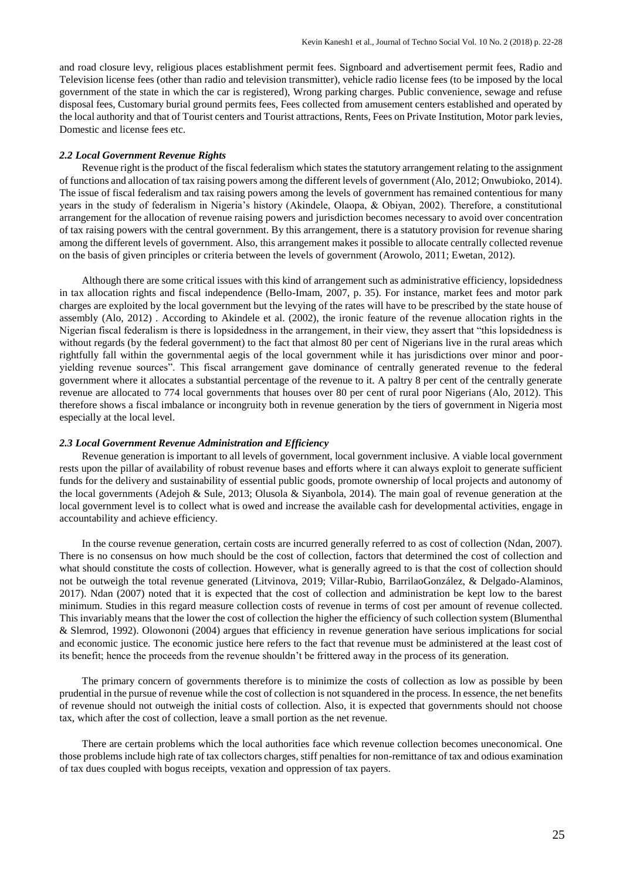and road closure levy, religious places establishment permit fees. Signboard and advertisement permit fees, Radio and Television license fees (other than radio and television transmitter), vehicle radio license fees (to be imposed by the local government of the state in which the car is registered), Wrong parking charges. Public convenience, sewage and refuse disposal fees, Customary burial ground permits fees, Fees collected from amusement centers established and operated by the local authority and that of Tourist centers and Tourist attractions, Rents, Fees on Private Institution, Motor park levies, Domestic and license fees etc.

### *2.2 Local Government Revenue Rights*

Revenue right is the product of the fiscal federalism which states the statutory arrangement relating to the assignment of functions and allocation of tax raising powers among the different levels of government (Alo, 2012; Onwubioko, 2014). The issue of fiscal federalism and tax raising powers among the levels of government has remained contentious for many years in the study of federalism in Nigeria's history (Akindele, Olaopa, & Obiyan, 2002). Therefore, a constitutional arrangement for the allocation of revenue raising powers and jurisdiction becomes necessary to avoid over concentration of tax raising powers with the central government. By this arrangement, there is a statutory provision for revenue sharing among the different levels of government. Also, this arrangement makes it possible to allocate centrally collected revenue on the basis of given principles or criteria between the levels of government (Arowolo, 2011; Ewetan, 2012).

Although there are some critical issues with this kind of arrangement such as administrative efficiency, lopsidedness in tax allocation rights and fiscal independence (Bello-Imam, 2007, p. 35). For instance, market fees and motor park charges are exploited by the local government but the levying of the rates will have to be prescribed by the state house of assembly (Alo, 2012) . According to Akindele et al. (2002), the ironic feature of the revenue allocation rights in the Nigerian fiscal federalism is there is lopsidedness in the arrangement, in their view, they assert that "this lopsidedness is without regards (by the federal government) to the fact that almost 80 per cent of Nigerians live in the rural areas which rightfully fall within the governmental aegis of the local government while it has jurisdictions over minor and poor-yielding revenue sources". This fiscal arrangement gave dominance of centrally generated revenue to the federal government where it allocates a substantial percentage of the revenue to it. A paltry 8 per cent of the centrally generate revenue are allocated to 774 local governments that houses over 80 per cent of rural poor Nigerians (Alo, 2012). This therefore shows a fiscal imbalance or incongruity both in revenue generation by the tiers of government in Nigeria most especially at the local level.

### *2.3 Local Government Revenue Administration and Efficiency*

Revenue generation is important to all levels of government, local government inclusive. A viable local government rests upon the pillar of availability of robust revenue bases and efforts where it can always exploit to generate sufficient funds for the delivery and sustainability of essential public goods, promote ownership of local projects and autonomy of the local governments (Adejoh & Sule, 2013; Olusola & Siyanbola, 2014). The main goal of revenue generation at the local government level is to collect what is owed and increase the available cash for developmental activities, engage in accountability and achieve efficiency.

In the course revenue generation, certain costs are incurred generally referred to as cost of collection (Ndan, 2007). There is no consensus on how much should be the cost of collection, factors that determined the cost of collection and what should constitute the costs of collection. However, what is generally agreed to is that the cost of collection should not be outweigh the total revenue generated (Litvinova, 2019; Villar-Rubio, BarrilaoGonzález, & Delgado-Alaminos, 2017). Ndan (2007) noted that it is expected that the cost of collection and administration be kept low to the barest minimum. Studies in this regard measure collection costs of revenue in terms of cost per amount of revenue collected. This invariably means that the lower the cost of collection the higher the efficiency of such collection system (Blumenthal & Slemrod, 1992). Olowononi (2004) argues that efficiency in revenue generation have serious implications for social and economic justice. The economic justice here refers to the fact that revenue must be administered at the least cost of its benefit; hence the proceeds from the revenue shouldn't be frittered away in the process of its generation.

The primary concern of governments therefore is to minimize the costs of collection as low as possible by been prudential in the pursuit of revenue while the cost of collection is not squandered in the process. In essence, the net benefits of revenue should not outweigh the initial costs of collection. Also, it is expected that governments should not choose tax, which after the cost of collection, leave a small portion as the net revenue.

There are certain problems which the local authorities face which revenue collection becomes uneconomical. One those problems include high rate of tax collectors charges, stiff penalties for non-remittance of tax and odious examination of tax dues coupled with bogus receipts, vexation and oppression of tax payers.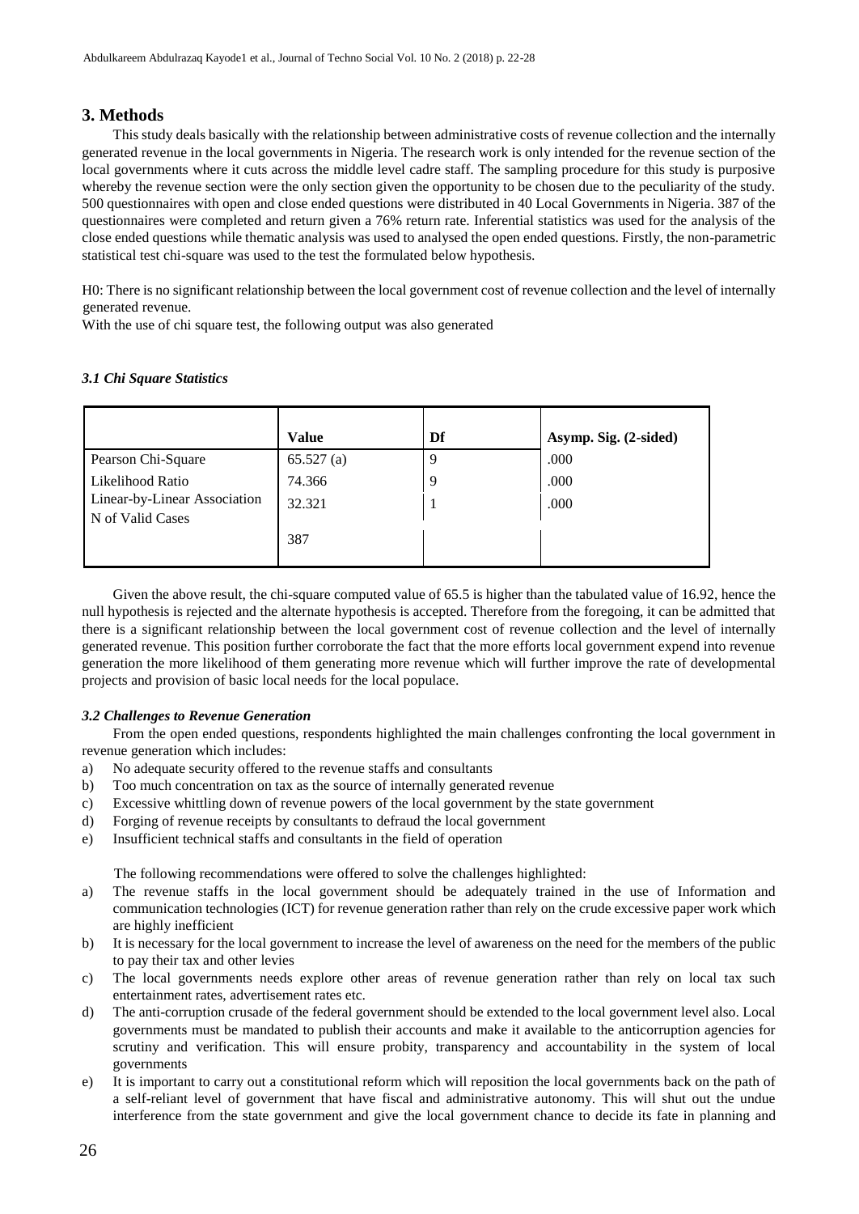## 3. Methods

This study deals basically with the relationship between administrative costs of revenue collection and the internally generated revenue in the local governments in Nigeria. The research work is only intended for the revenue section of the local governments where it cuts across the middle level cadre staff. The sampling procedure for this study is purposive whereby the revenue section were the only section given the opportunity to be chosen due to the peculiarity of the study. 500 questionnaires with open and close ended questions were distributed in 40 Local Governments in Nigeria. 387 of the questionnaires were completed and return given a 76% return rate. Inferential statistics was used for the analysis of the close ended questions while thematic analysis was used to analysed the open ended questions. Firstly, the non-parametric statistical test chi-square was used to the test the formulated below hypothesis.

H0: There is no significant relationship between the local government cost of revenue collection and the level of internally generated revenue.

With the use of chi square test, the following output was also generated

### *3.1 Chi Square Statistics*

| | Value | Df | Asymp. Sig. (2-sided) |
|---|---|---|---|
| Pearson Chi-Square | 65.527 (a) | 9 | .000 |
| Likelihood Ratio | 74.366 | 9 | .000 |
| Linear-by-Linear Association | 32.321 | 1 | .000 |
| N of Valid Cases | 387 | | |

Given the above result, the chi-square computed value of 65.5 is higher than the tabulated value of 16.92, hence the null hypothesis is rejected and the alternate hypothesis is accepted. Therefore from the foregoing, it can be admitted that there is a significant relationship between the local government cost of revenue collection and the level of internally generated revenue. This position further corroborate the fact that the more efforts local government expend into revenue generation the more likelihood of them generating more revenue which will further improve the rate of developmental projects and provision of basic local needs for the local populace.

### *3.2 Challenges to Revenue Generation*

From the open ended questions, respondents highlighted the main challenges confronting the local government in revenue generation which includes:

a) No adequate security offered to the revenue staffs and consultants
b) Too much concentration on tax as the source of internally generated revenue
c) Excessive whittling down of revenue powers of the local government by the state government
d) Forging of revenue receipts by consultants to defraud the local government
e) Insufficient technical staffs and consultants in the field of operation

The following recommendations were offered to solve the challenges highlighted:

a) The revenue staffs in the local government should be adequately trained in the use of Information and communication technologies (ICT) for revenue generation rather than rely on the crude excessive paper work which are highly inefficient
b) It is necessary for the local government to increase the level of awareness on the need for the members of the public to pay their tax and other levies
c) The local governments needs explore other areas of revenue generation rather than rely on local tax such entertainment rates, advertisement rates etc.
d) The anti-corruption crusade of the federal government should be extended to the local government level also. Local governments must be mandated to publish their accounts and make it available to the anticorruption agencies for scrutiny and verification. This will ensure probity, transparency and accountability in the system of local governments
e) It is important to carry out a constitutional reform which will reposition the local governments back on the path of a self-reliant level of government that have fiscal and administrative autonomy. This will shut out the undue interference from the state government and give the local government chance to decide its fate in planning and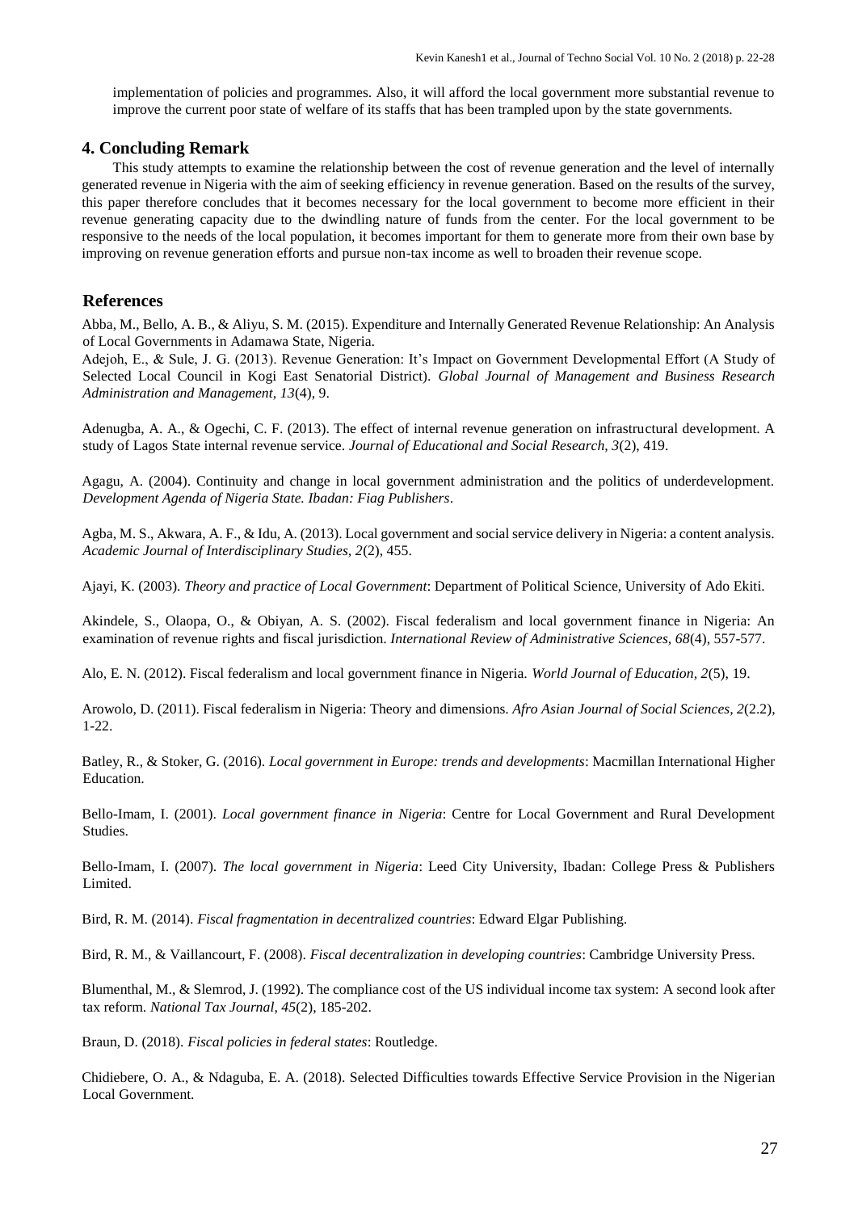implementation of policies and programmes. Also, it will afford the local government more substantial revenue to improve the current poor state of welfare of its staffs that has been trampled upon by the state governments.

## 4. Concluding Remark

This study attempts to examine the relationship between the cost of revenue generation and the level of internally generated revenue in Nigeria with the aim of seeking efficiency in revenue generation. Based on the results of the survey, this paper therefore concludes that it becomes necessary for the local government to become more efficient in their revenue generating capacity due to the dwindling nature of funds from the center. For the local government to be responsive to the needs of the local population, it becomes important for them to generate more from their own base by improving on revenue generation efforts and pursue non-tax income as well to broaden their revenue scope.

## References

Abba, M., Bello, A. B., & Aliyu, S. M. (2015). Expenditure and Internally Generated Revenue Relationship: An Analysis of Local Governments in Adamawa State, Nigeria.

Adejoh, E., & Sule, J. G. (2013). Revenue Generation: It's Impact on Government Developmental Effort (A Study of Selected Local Council in Kogi East Senatorial District). *Global Journal of Management and Business Research Administration and Management, 13*(4), 9.

Adenugba, A. A., & Ogechi, C. F. (2013). The effect of internal revenue generation on infrastructural development. A study of Lagos State internal revenue service. *Journal of Educational and Social Research, 3*(2), 419.

Agagu, A. (2004). Continuity and change in local government administration and the politics of underdevelopment. *Development Agenda of Nigeria State. Ibadan: Fiag Publishers*.

Agba, M. S., Akwara, A. F., & Idu, A. (2013). Local government and social service delivery in Nigeria: a content analysis. *Academic Journal of Interdisciplinary Studies, 2*(2), 455.

Ajayi, K. (2003). *Theory and practice of Local Government*: Department of Political Science, University of Ado Ekiti.

Akindele, S., Olaopa, O., & Obiyan, A. S. (2002). Fiscal federalism and local government finance in Nigeria: An examination of revenue rights and fiscal jurisdiction. *International Review of Administrative Sciences, 68*(4), 557-577.

Alo, E. N. (2012). Fiscal federalism and local government finance in Nigeria. *World Journal of Education, 2*(5), 19.

Arowolo, D. (2011). Fiscal federalism in Nigeria: Theory and dimensions. *Afro Asian Journal of Social Sciences, 2*(2.2), 1-22.

Batley, R., & Stoker, G. (2016). *Local government in Europe: trends and developments*: Macmillan International Higher Education.

Bello-Imam, I. (2001). *Local government finance in Nigeria*: Centre for Local Government and Rural Development Studies.

Bello-Imam, I. (2007). *The local government in Nigeria*: Leed City University, Ibadan: College Press & Publishers Limited.

Bird, R. M. (2014). *Fiscal fragmentation in decentralized countries*: Edward Elgar Publishing.

Bird, R. M., & Vaillancourt, F. (2008). *Fiscal decentralization in developing countries*: Cambridge University Press.

Blumenthal, M., & Slemrod, J. (1992). The compliance cost of the US individual income tax system: A second look after tax reform. *National Tax Journal, 45*(2), 185-202.

Braun, D. (2018). *Fiscal policies in federal states*: Routledge.

Chidiebere, O. A., & Ndaguba, E. A. (2018). Selected Difficulties towards Effective Service Provision in the Nigerian Local Government.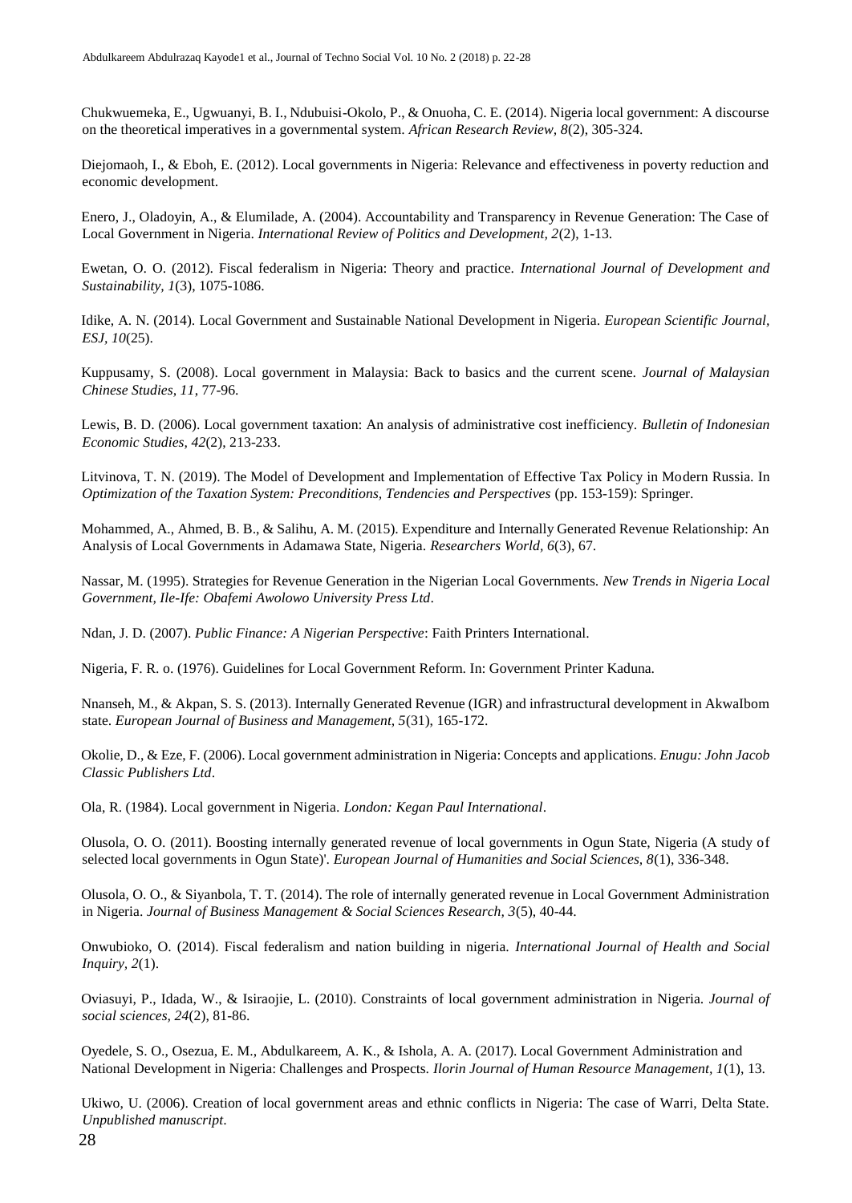Chukwuemeka, E., Ugwuanyi, B. I., Ndubuisi-Okolo, P., & Onuoha, C. E. (2014). Nigeria local government: A discourse on the theoretical imperatives in a governmental system. *African Research Review, 8*(2), 305-324.

Diejomaoh, I., & Eboh, E. (2012). Local governments in Nigeria: Relevance and effectiveness in poverty reduction and economic development.

Enero, J., Oladoyin, A., & Elumilade, A. (2004). Accountability and Transparency in Revenue Generation: The Case of Local Government in Nigeria. *International Review of Politics and Development, 2*(2), 1-13.

Ewetan, O. O. (2012). Fiscal federalism in Nigeria: Theory and practice. *International Journal of Development and Sustainability, 1*(3), 1075-1086.

Idike, A. N. (2014). Local Government and Sustainable National Development in Nigeria. *European Scientific Journal, ESJ, 10*(25).

Kuppusamy, S. (2008). Local government in Malaysia: Back to basics and the current scene. *Journal of Malaysian Chinese Studies, 11*, 77-96.

Lewis, B. D. (2006). Local government taxation: An analysis of administrative cost inefficiency. *Bulletin of Indonesian Economic Studies, 42*(2), 213-233.

Litvinova, T. N. (2019). The Model of Development and Implementation of Effective Tax Policy in Modern Russia. In *Optimization of the Taxation System: Preconditions, Tendencies and Perspectives* (pp. 153-159): Springer.

Mohammed, A., Ahmed, B. B., & Salihu, A. M. (2015). Expenditure and Internally Generated Revenue Relationship: An Analysis of Local Governments in Adamawa State, Nigeria. *Researchers World, 6*(3), 67.

Nassar, M. (1995). Strategies for Revenue Generation in the Nigerian Local Governments. *New Trends in Nigeria Local Government, Ile-Ife: Obafemi Awolowo University Press Ltd*.

Ndan, J. D. (2007). *Public Finance: A Nigerian Perspective*: Faith Printers International.

Nigeria, F. R. o. (1976). Guidelines for Local Government Reform. In: Government Printer Kaduna.

Nnanseh, M., & Akpan, S. S. (2013). Internally Generated Revenue (IGR) and infrastructural development in AkwaIbom state. *European Journal of Business and Management, 5*(31), 165-172.

Okolie, D., & Eze, F. (2006). Local government administration in Nigeria: Concepts and applications. *Enugu: John Jacob Classic Publishers Ltd*.

Ola, R. (1984). Local government in Nigeria. *London: Kegan Paul International*.

Olusola, O. O. (2011). Boosting internally generated revenue of local governments in Ogun State, Nigeria (A study of selected local governments in Ogun State)'. *European Journal of Humanities and Social Sciences, 8*(1), 336-348.

Olusola, O. O., & Siyanbola, T. T. (2014). The role of internally generated revenue in Local Government Administration in Nigeria. *Journal of Business Management & Social Sciences Research, 3*(5), 40-44.

Onwubioko, O. (2014). Fiscal federalism and nation building in nigeria. *International Journal of Health and Social Inquiry, 2*(1).

Oviasuyi, P., Idada, W., & Isiraojie, L. (2010). Constraints of local government administration in Nigeria. *Journal of social sciences, 24*(2), 81-86.

Oyedele, S. O., Osezua, E. M., Abdulkareem, A. K., & Ishola, A. A. (2017). Local Government Administration and National Development in Nigeria: Challenges and Prospects. *Ilorin Journal of Human Resource Management, 1*(1), 13.

Ukiwo, U. (2006). Creation of local government areas and ethnic conflicts in Nigeria: The case of Warri, Delta State. *Unpublished manuscript*.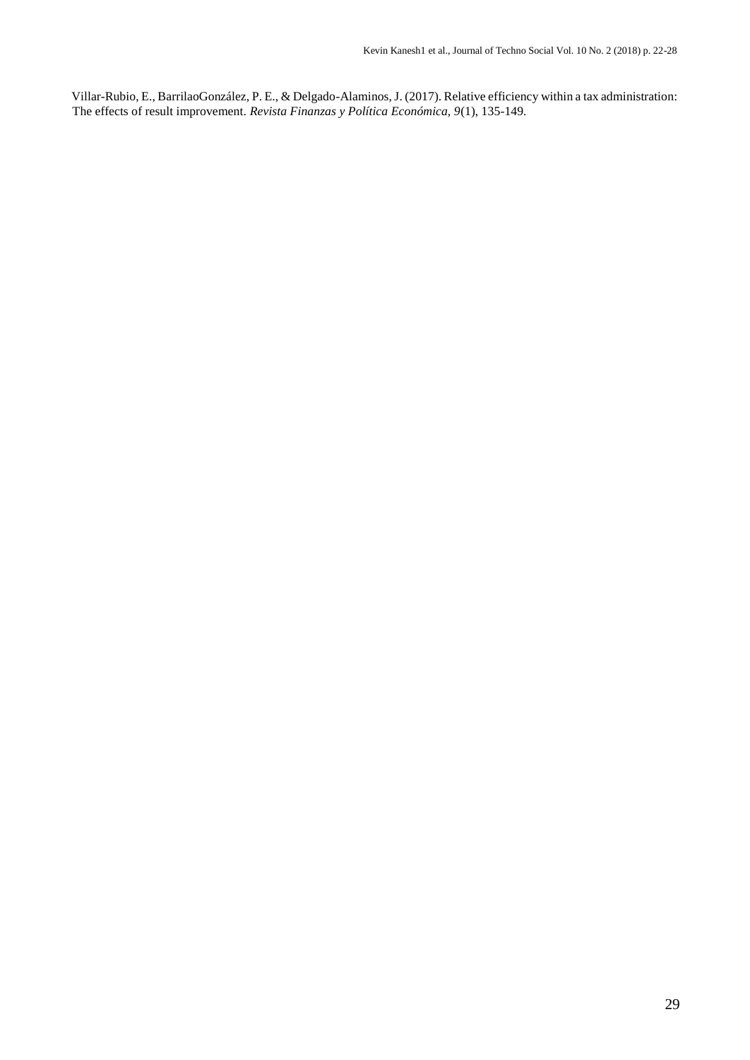Villar-Rubio, E., BarrilaoGonzález, P. E., & Delgado-Alaminos, J. (2017). Relative efficiency within a tax administration: The effects of result improvement. *Revista Finanzas y Política Económica, 9*(1), 135-149.